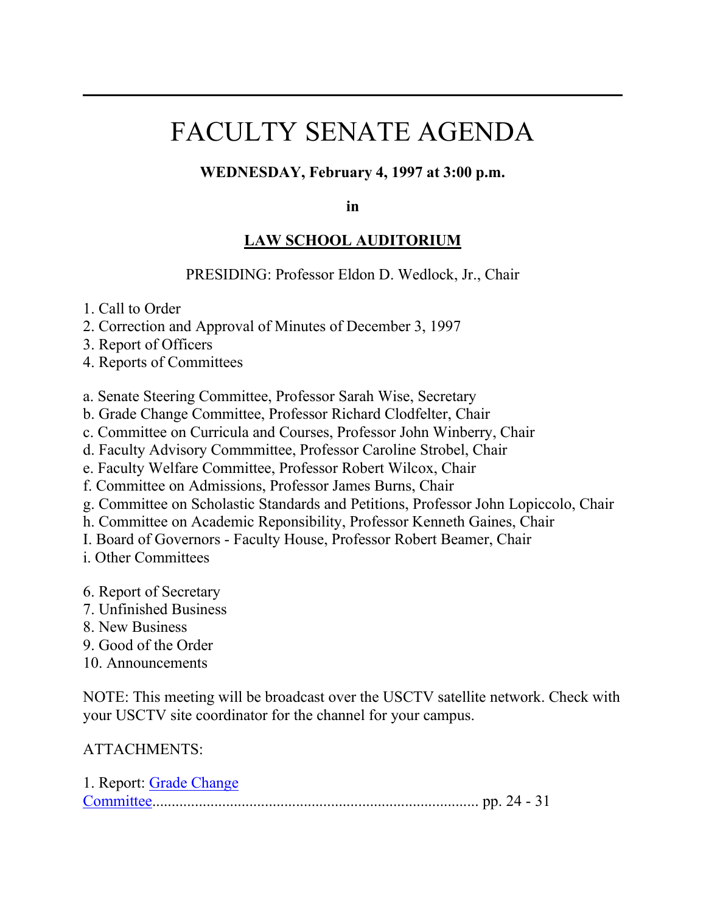---

# FACULTY SENATE AGENDA

**WEDNESDAY, February 4, 1997 at 3:00 p.m.**

**in**

**LAW SCHOOL AUDITORIUM**

PRESIDING: Professor Eldon D. Wedlock, Jr., Chair

1. Call to Order
2. Correction and Approval of Minutes of December 3, 1997
3. Report of Officers
4. Reports of Committees

a. Senate Steering Committee, Professor Sarah Wise, Secretary
b. Grade Change Committee, Professor Richard Clodfelter, Chair
c. Committee on Curricula and Courses, Professor John Winberry, Chair
d. Faculty Advisory Commmittee, Professor Caroline Strobel, Chair
e. Faculty Welfare Committee, Professor Robert Wilcox, Chair
f. Committee on Admissions, Professor James Burns, Chair
g. Committee on Scholastic Standards and Petitions, Professor John Lopiccolo, Chair
h. Committee on Academic Reponsibility, Professor Kenneth Gaines, Chair
I. Board of Governors - Faculty House, Professor Robert Beamer, Chair
i. Other Committees

6. Report of Secretary
7. Unfinished Business
8. New Business
9. Good of the Order
10. Announcements

NOTE: This meeting will be broadcast over the USCTV satellite network. Check with your USCTV site coordinator for the channel for your campus.

ATTACHMENTS:

1. Report: Grade Change Committee.................................................................................. pp. 24 - 31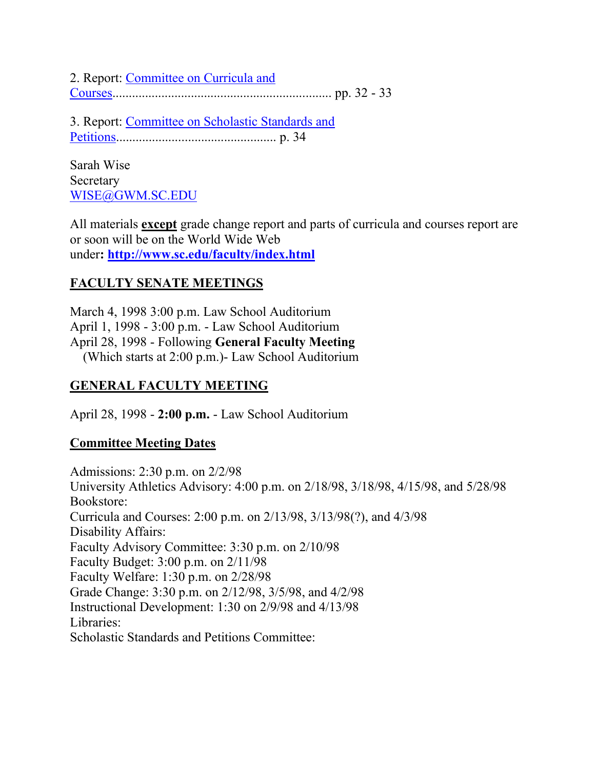2. Report: Committee on Curricula and Courses.................................................................. pp. 32 - 33

3. Report: Committee on Scholastic Standards and Petitions................................................ p. 34

Sarah Wise
Secretary
WISE@GWM.SC.EDU

All materials **except** grade change report and parts of curricula and courses report are or soon will be on the World Wide Web under**: http://www.sc.edu/faculty/index.html**

## FACULTY SENATE MEETINGS

March 4, 1998 3:00 p.m. Law School Auditorium
April 1, 1998 - 3:00 p.m. - Law School Auditorium
April 28, 1998 - Following **General Faculty Meeting** (Which starts at 2:00 p.m.)- Law School Auditorium

## GENERAL FACULTY MEETING

April 28, 1998 - **2:00 p.m.** - Law School Auditorium

## Committee Meeting Dates

Admissions: 2:30 p.m. on 2/2/98
University Athletics Advisory: 4:00 p.m. on 2/18/98, 3/18/98, 4/15/98, and 5/28/98
Bookstore:
Curricula and Courses: 2:00 p.m. on 2/13/98, 3/13/98(?), and 4/3/98
Disability Affairs:
Faculty Advisory Committee: 3:30 p.m. on 2/10/98
Faculty Budget: 3:00 p.m. on 2/11/98
Faculty Welfare: 1:30 p.m. on 2/28/98
Grade Change: 3:30 p.m. on 2/12/98, 3/5/98, and 4/2/98
Instructional Development: 1:30 on 2/9/98 and 4/13/98
Libraries:
Scholastic Standards and Petitions Committee: